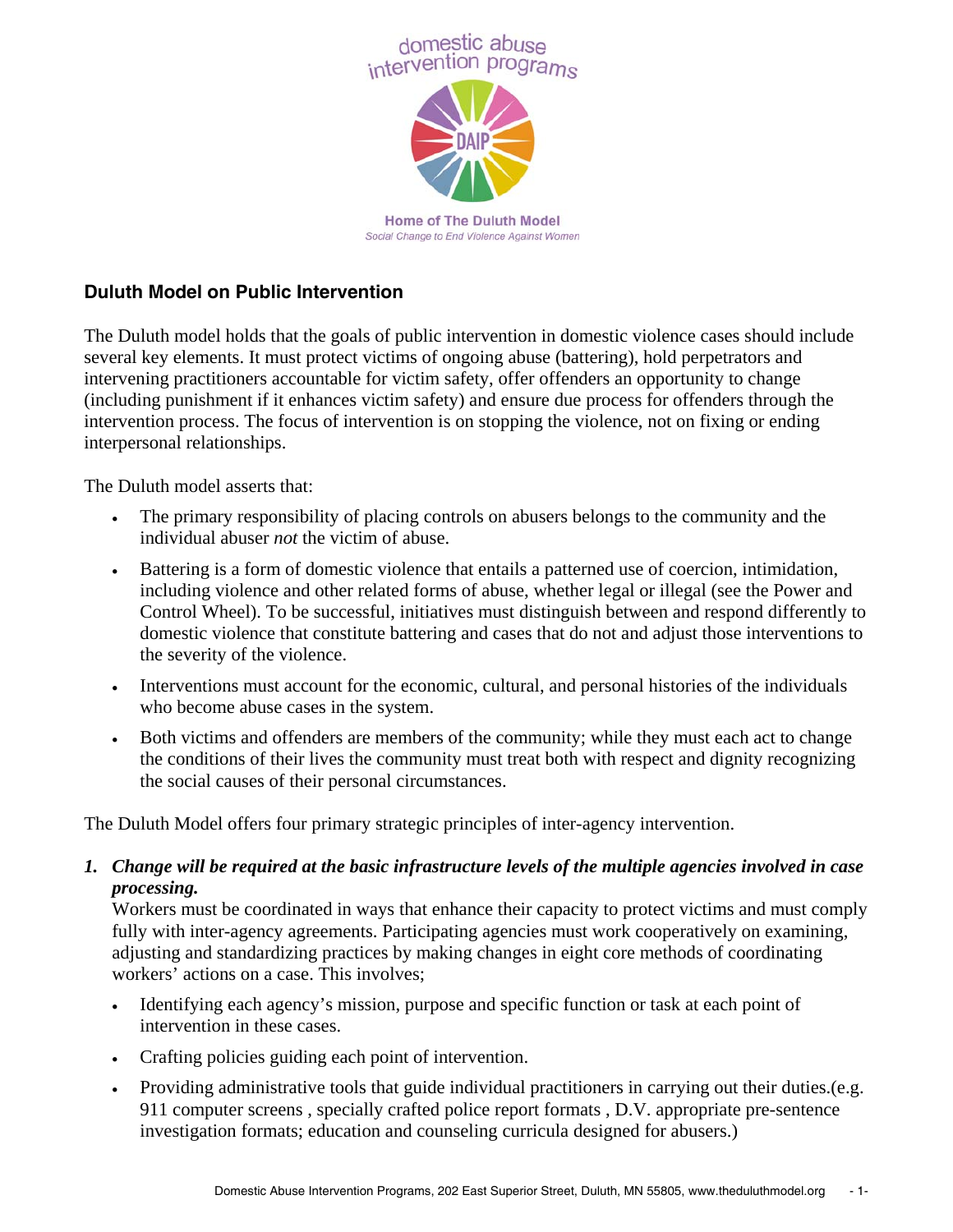domestic abuse intervention programs

DAIP

Home of The Duluth Model

*Social Change to End Violence Against Women*

## Duluth Model on Public Intervention

The Duluth model holds that the goals of public intervention in domestic violence cases should include several key elements. It must protect victims of ongoing abuse (battering), hold perpetrators and intervening practitioners accountable for victim safety, offer offenders an opportunity to change (including punishment if it enhances victim safety) and ensure due process for offenders through the intervention process. The focus of intervention is on stopping the violence, not on fixing or ending interpersonal relationships.

The Duluth model asserts that:

- The primary responsibility of placing controls on abusers belongs to the community and the individual abuser *not* the victim of abuse.
- Battering is a form of domestic violence that entails a patterned use of coercion, intimidation, including violence and other related forms of abuse, whether legal or illegal (see the Power and Control Wheel). To be successful, initiatives must distinguish between and respond differently to domestic violence that constitute battering and cases that do not and adjust those interventions to the severity of the violence.
- Interventions must account for the economic, cultural, and personal histories of the individuals who become abuse cases in the system.
- Both victims and offenders are members of the community; while they must each act to change the conditions of their lives the community must treat both with respect and dignity recognizing the social causes of their personal circumstances.

The Duluth Model offers four primary strategic principles of inter-agency intervention.

1. ***Change will be required at the basic infrastructure levels of the multiple agencies involved in case processing.***
   Workers must be coordinated in ways that enhance their capacity to protect victims and must comply fully with inter-agency agreements. Participating agencies must work cooperatively on examining, adjusting and standardizing practices by making changes in eight core methods of coordinating workers' actions on a case. This involves;

   - Identifying each agency's mission, purpose and specific function or task at each point of intervention in these cases.
   - Crafting policies guiding each point of intervention.
   - Providing administrative tools that guide individual practitioners in carrying out their duties.(e.g. 911 computer screens , specially crafted police report formats , D.V. appropriate pre-sentence investigation formats; education and counseling curricula designed for abusers.)

Domestic Abuse Intervention Programs, 202 East Superior Street, Duluth, MN 55805, www.theduluthmodel.org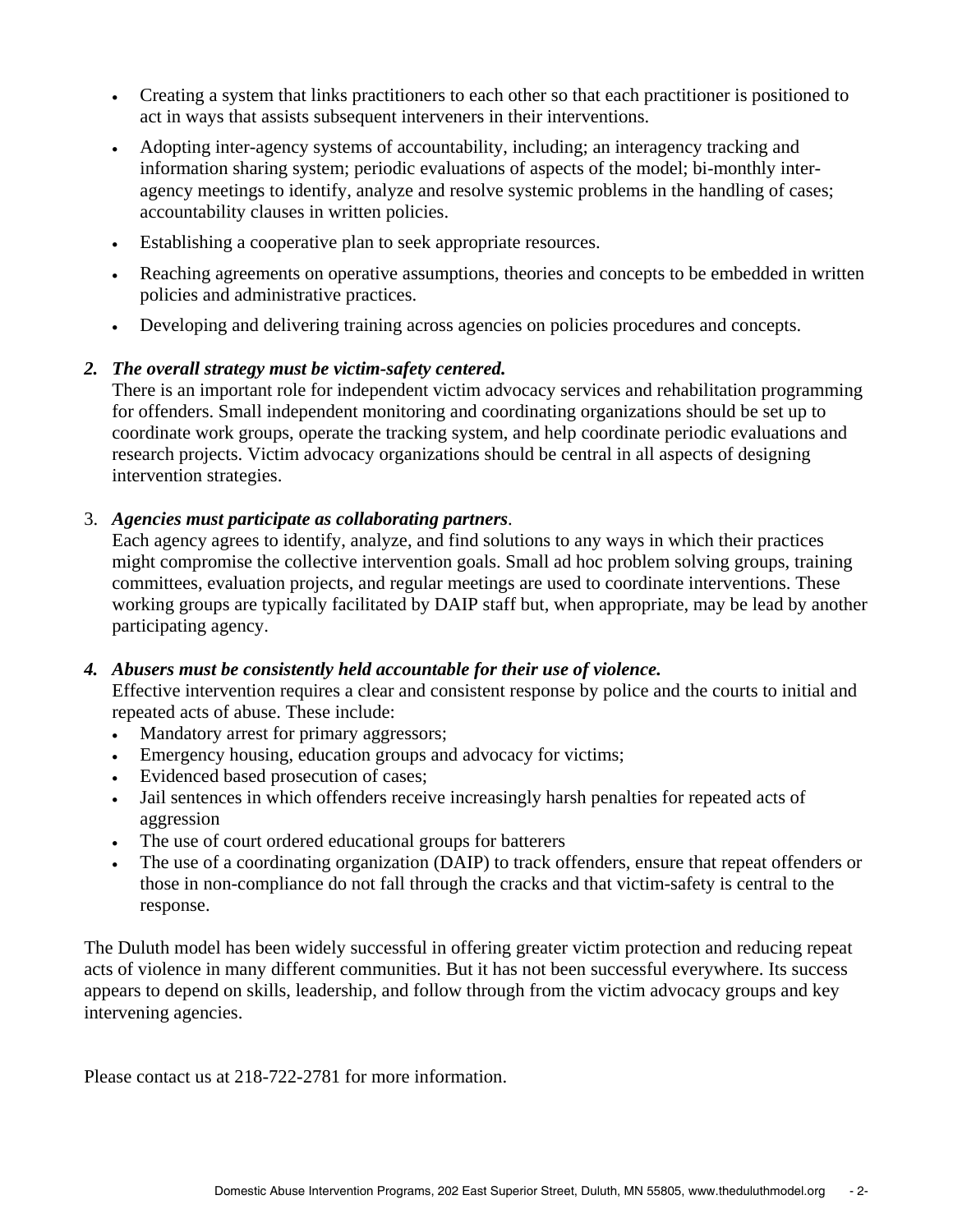- Creating a system that links practitioners to each other so that each practitioner is positioned to act in ways that assists subsequent interveners in their interventions.
- Adopting inter-agency systems of accountability, including; an interagency tracking and information sharing system; periodic evaluations of aspects of the model; bi-monthly inter-agency meetings to identify, analyze and resolve systemic problems in the handling of cases; accountability clauses in written policies.
- Establishing a cooperative plan to seek appropriate resources.
- Reaching agreements on operative assumptions, theories and concepts to be embedded in written policies and administrative practices.
- Developing and delivering training across agencies on policies procedures and concepts.

2. ***The overall strategy must be victim-safety centered.***
   There is an important role for independent victim advocacy services and rehabilitation programming for offenders. Small independent monitoring and coordinating organizations should be set up to coordinate work groups, operate the tracking system, and help coordinate periodic evaluations and research projects. Victim advocacy organizations should be central in all aspects of designing intervention strategies.

3. ***Agencies must participate as collaborating partners***.
   Each agency agrees to identify, analyze, and find solutions to any ways in which their practices might compromise the collective intervention goals. Small ad hoc problem solving groups, training committees, evaluation projects, and regular meetings are used to coordinate interventions. These working groups are typically facilitated by DAIP staff but, when appropriate, may be lead by another participating agency.

4. ***Abusers must be consistently held accountable for their use of violence.***
   Effective intervention requires a clear and consistent response by police and the courts to initial and repeated acts of abuse. These include:
   - Mandatory arrest for primary aggressors;
   - Emergency housing, education groups and advocacy for victims;
   - Evidenced based prosecution of cases;
   - Jail sentences in which offenders receive increasingly harsh penalties for repeated acts of aggression
   - The use of court ordered educational groups for batterers
   - The use of a coordinating organization (DAIP) to track offenders, ensure that repeat offenders or those in non-compliance do not fall through the cracks and that victim-safety is central to the response.

The Duluth model has been widely successful in offering greater victim protection and reducing repeat acts of violence in many different communities. But it has not been successful everywhere. Its success appears to depend on skills, leadership, and follow through from the victim advocacy groups and key intervening agencies.

Please contact us at 218-722-2781 for more information.

Domestic Abuse Intervention Programs, 202 East Superior Street, Duluth, MN 55805, www.theduluthmodel.org